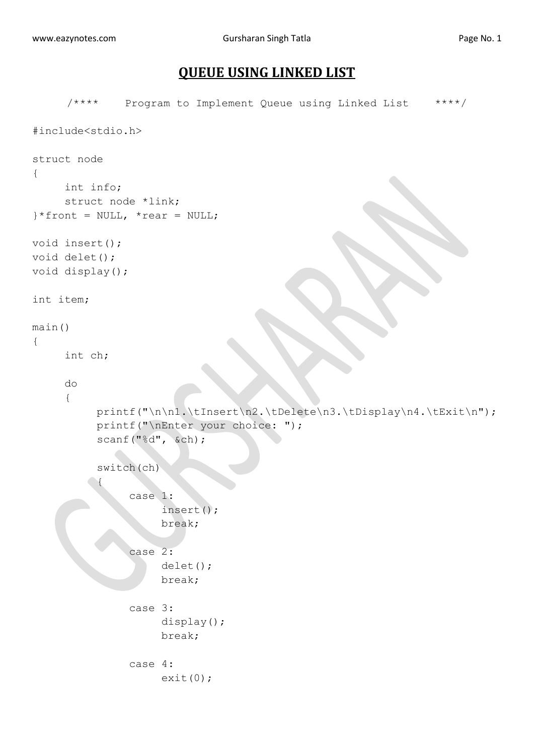# QUEUE USING LINKED LIST

```
     /****     Program to Implement Queue using Linked List     ****/

#include<stdio.h>

struct node
{
     int info;
     struct node *link;
}*front = NULL, *rear = NULL;

void insert();
void delet();
void display();

int item;

main()
{
     int ch;

     do
     {
          printf("\n\n1.\tInsert\n2.\tDelete\n3.\tDisplay\n4.\tExit\n");
          printf("\nEnter your choice: ");
          scanf("%d", &ch);

          switch(ch)
          {
               case 1:
                    insert();
                    break;

               case 2:
                    delet();
                    break;

               case 3:
                    display();
                    break;

               case 4:
                    exit(0);
```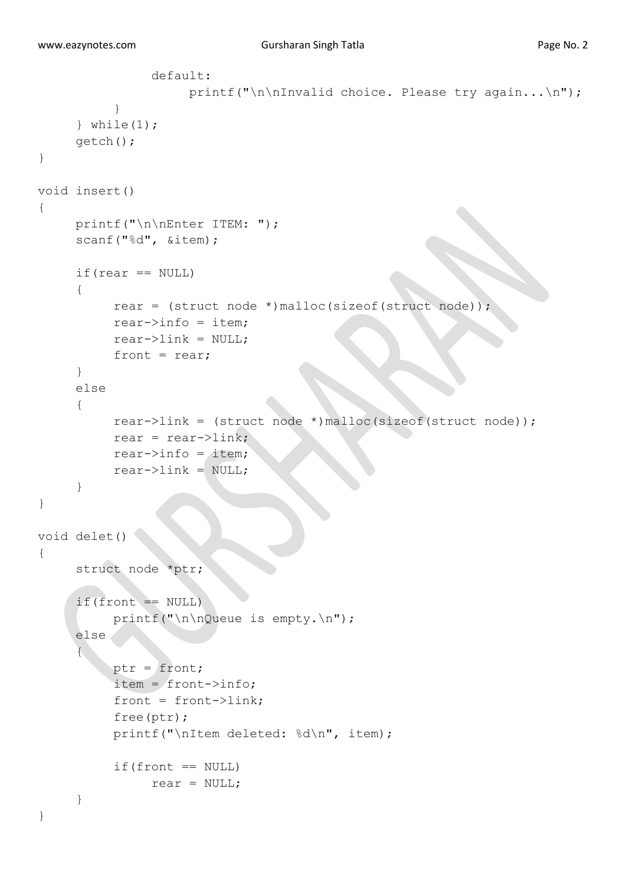```
            default:
                printf("\n\nInvalid choice. Please try again...\n");
        }
    } while(1);
    getch();
}

void insert()
{
    printf("\n\nEnter ITEM: ");
    scanf("%d", &item);

    if(rear == NULL)
    {
        rear = (struct node *)malloc(sizeof(struct node));
        rear->info = item;
        rear->link = NULL;
        front = rear;
    }
    else
    {
        rear->link = (struct node *)malloc(sizeof(struct node));
        rear = rear->link;
        rear->info = item;
        rear->link = NULL;
    }
}

void delet()
{
    struct node *ptr;

    if(front == NULL)
        printf("\n\nQueue is empty.\n");
    else
    {
        ptr = front;
        item = front->info;
        front = front->link;
        free(ptr);
        printf("\nItem deleted: %d\n", item);

        if(front == NULL)
            rear = NULL;
    }
}
```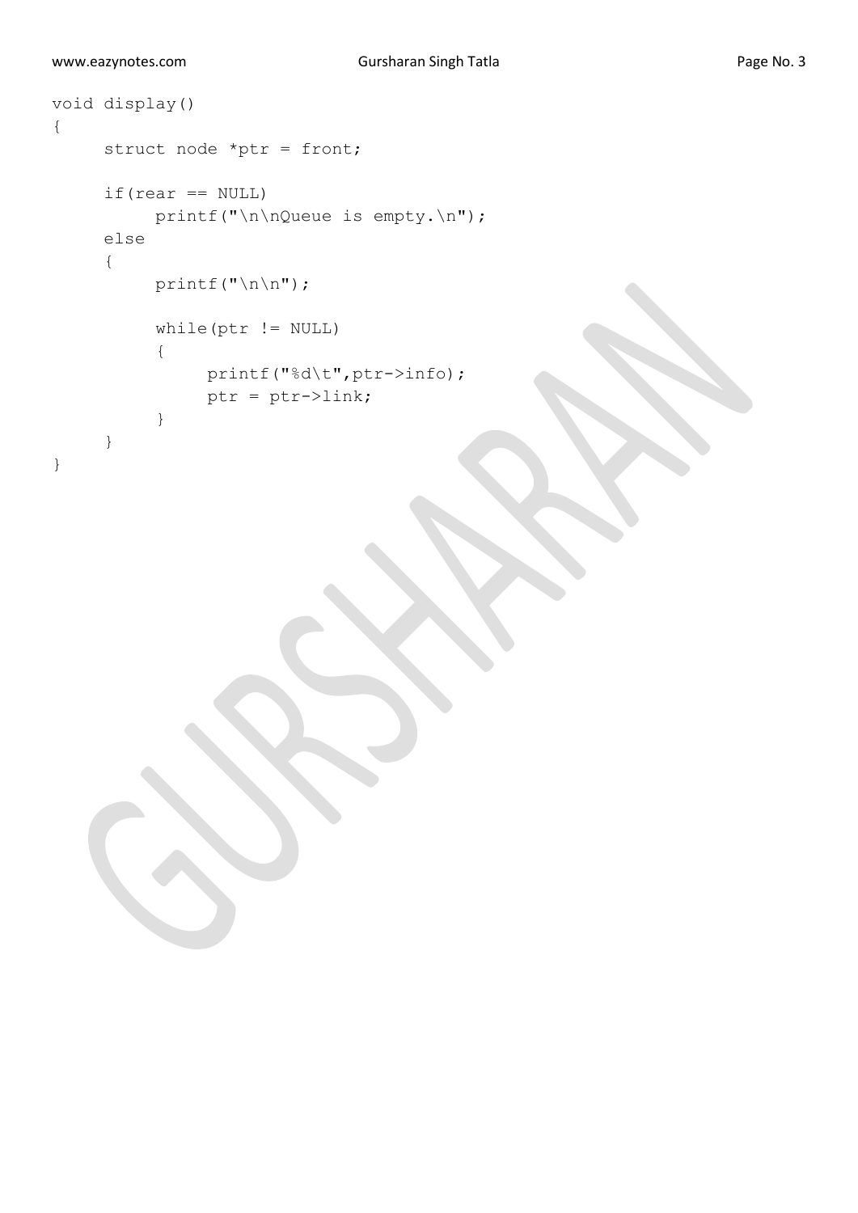```c
void display()
{
     struct node *ptr = front;

     if(rear == NULL)
          printf("\n\nQueue is empty.\n");
     else
     {
          printf("\n\n");

          while(ptr != NULL)
          {
               printf("%d\t",ptr->info);
               ptr = ptr->link;
          }
     }
}
```